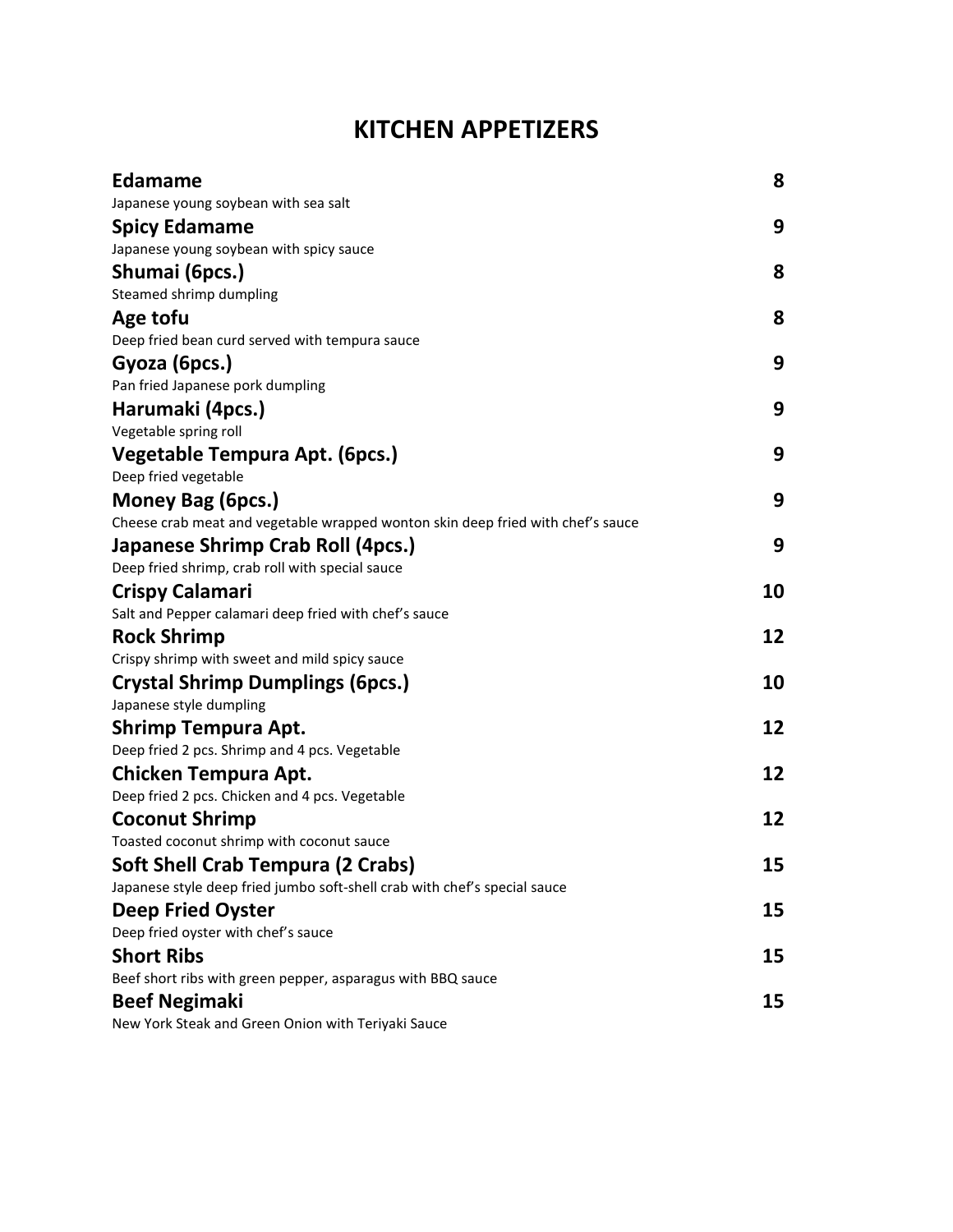# KITCHEN APPETIZERS

**Edamame** **8**
Japanese young soybean with sea salt

**Spicy Edamame** **9**
Japanese young soybean with spicy sauce

**Shumai (6pcs.)** **8**
Steamed shrimp dumpling

**Age tofu** **8**
Deep fried bean curd served with tempura sauce

**Gyoza (6pcs.)** **9**
Pan fried Japanese pork dumpling

**Harumaki (4pcs.)** **9**
Vegetable spring roll

**Vegetable Tempura Apt. (6pcs.)** **9**
Deep fried vegetable

**Money Bag (6pcs.)** **9**
Cheese crab meat and vegetable wrapped wonton skin deep fried with chef's sauce

**Japanese Shrimp Crab Roll (4pcs.)** **9**
Deep fried shrimp, crab roll with special sauce

**Crispy Calamari** **10**
Salt and Pepper calamari deep fried with chef's sauce

**Rock Shrimp** **12**
Crispy shrimp with sweet and mild spicy sauce

**Crystal Shrimp Dumplings (6pcs.)** **10**
Japanese style dumpling

**Shrimp Tempura Apt.** **12**
Deep fried 2 pcs. Shrimp and 4 pcs. Vegetable

**Chicken Tempura Apt.** **12**
Deep fried 2 pcs. Chicken and 4 pcs. Vegetable

**Coconut Shrimp** **12**
Toasted coconut shrimp with coconut sauce

**Soft Shell Crab Tempura (2 Crabs)** **15**
Japanese style deep fried jumbo soft-shell crab with chef's special sauce

**Deep Fried Oyster** **15**
Deep fried oyster with chef's sauce

**Short Ribs** **15**
Beef short ribs with green pepper, asparagus with BBQ sauce

**Beef Negimaki** **15**
New York Steak and Green Onion with Teriyaki Sauce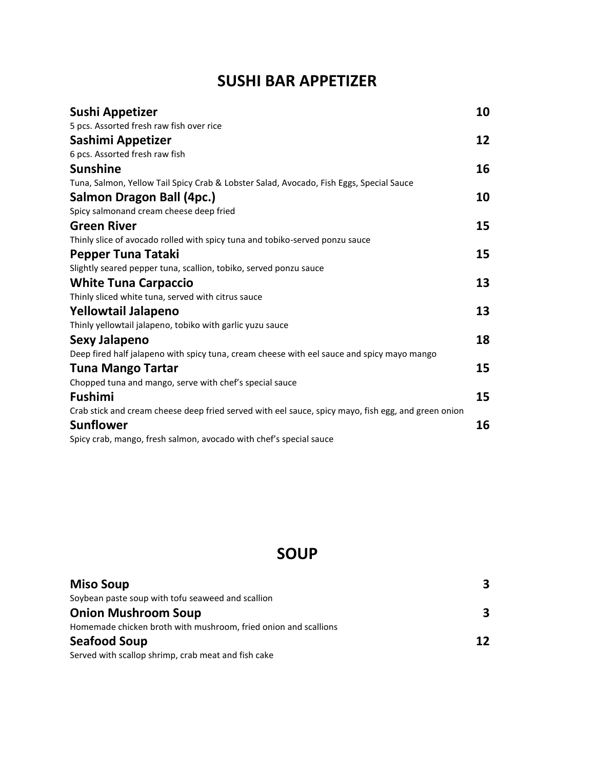## SUSHI BAR APPETIZER

**Sushi Appetizer** **10**
5 pcs. Assorted fresh raw fish over rice

**Sashimi Appetizer** **12**
6 pcs. Assorted fresh raw fish

**Sunshine** **16**
Tuna, Salmon, Yellow Tail Spicy Crab & Lobster Salad, Avocado, Fish Eggs, Special Sauce

**Salmon Dragon Ball (4pc.)** **10**
Spicy salmonand cream cheese deep fried

**Green River** **15**
Thinly slice of avocado rolled with spicy tuna and tobiko-served ponzu sauce

**Pepper Tuna Tataki** **15**
Slightly seared pepper tuna, scallion, tobiko, served ponzu sauce

**White Tuna Carpaccio** **13**
Thinly sliced white tuna, served with citrus sauce

**Yellowtail Jalapeno** **13**
Thinly yellowtail jalapeno, tobiko with garlic yuzu sauce

**Sexy Jalapeno** **18**
Deep fired half jalapeno with spicy tuna, cream cheese with eel sauce and spicy mayo mango

**Tuna Mango Tartar** **15**
Chopped tuna and mango, serve with chef's special sauce

**Fushimi** **15**
Crab stick and cream cheese deep fried served with eel sauce, spicy mayo, fish egg, and green onion

**Sunflower** **16**
Spicy crab, mango, fresh salmon, avocado with chef's special sauce

## SOUP

**Miso Soup** **3**
Soybean paste soup with tofu seaweed and scallion

**Onion Mushroom Soup** **3**
Homemade chicken broth with mushroom, fried onion and scallions

**Seafood Soup** **12**
Served with scallop shrimp, crab meat and fish cake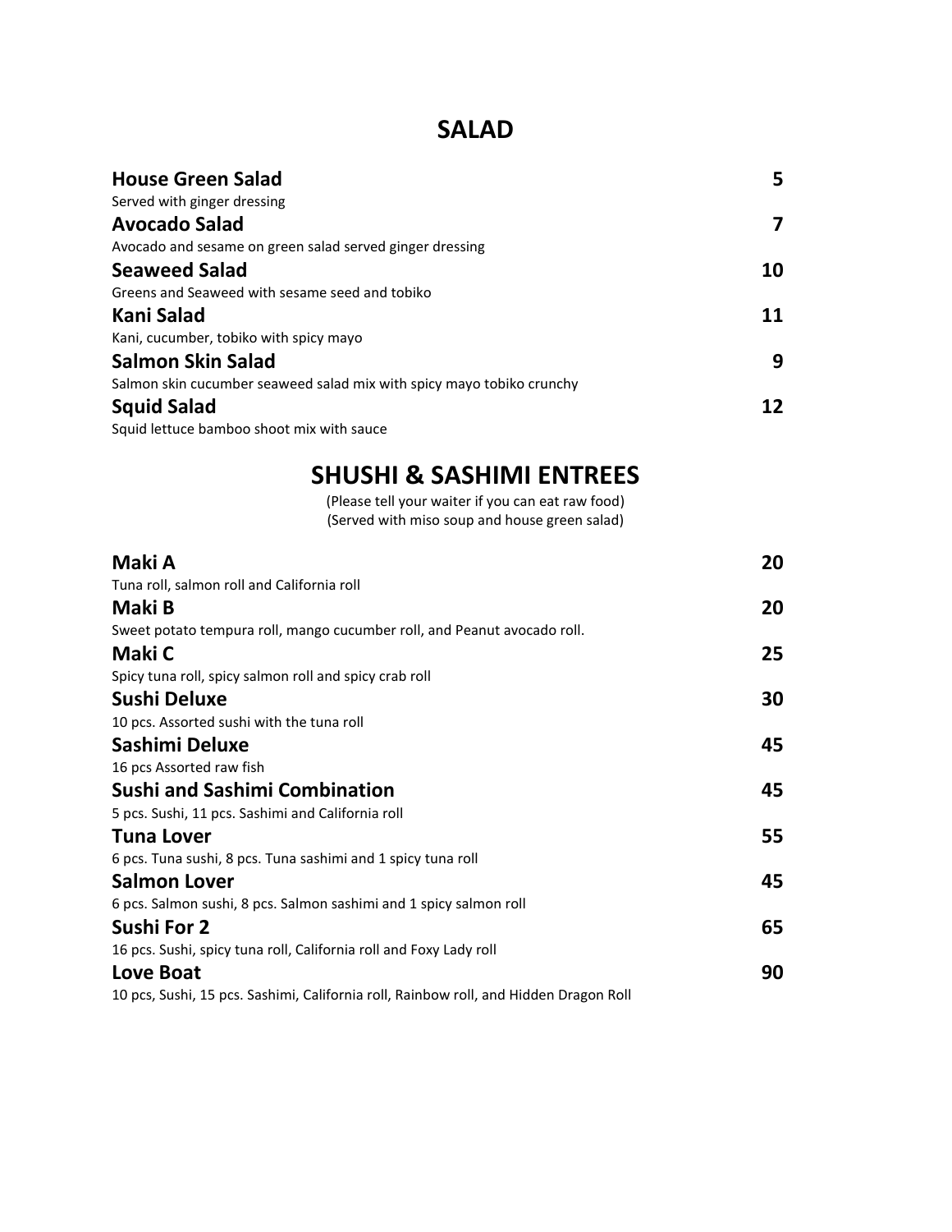## SALAD

**House Green Salad** **5**
Served with ginger dressing

**Avocado Salad** **7**
Avocado and sesame on green salad served ginger dressing

**Seaweed Salad** **10**
Greens and Seaweed with sesame seed and tobiko

**Kani Salad** **11**
Kani, cucumber, tobiko with spicy mayo

**Salmon Skin Salad** **9**
Salmon skin cucumber seaweed salad mix with spicy mayo tobiko crunchy

**Squid Salad** **12**
Squid lettuce bamboo shoot mix with sauce

## SHUSHI & SASHIMI ENTREES

(Please tell your waiter if you can eat raw food)
(Served with miso soup and house green salad)

**Maki A** **20**
Tuna roll, salmon roll and California roll

**Maki B** **20**
Sweet potato tempura roll, mango cucumber roll, and Peanut avocado roll.

**Maki C** **25**
Spicy tuna roll, spicy salmon roll and spicy crab roll

**Sushi Deluxe** **30**
10 pcs. Assorted sushi with the tuna roll

**Sashimi Deluxe** **45**
16 pcs Assorted raw fish

**Sushi and Sashimi Combination** **45**
5 pcs. Sushi, 11 pcs. Sashimi and California roll

**Tuna Lover** **55**
6 pcs. Tuna sushi, 8 pcs. Tuna sashimi and 1 spicy tuna roll

**Salmon Lover** **45**
6 pcs. Salmon sushi, 8 pcs. Salmon sashimi and 1 spicy salmon roll

**Sushi For 2** **65**
16 pcs. Sushi, spicy tuna roll, California roll and Foxy Lady roll

**Love Boat** **90**
10 pcs, Sushi, 15 pcs. Sashimi, California roll, Rainbow roll, and Hidden Dragon Roll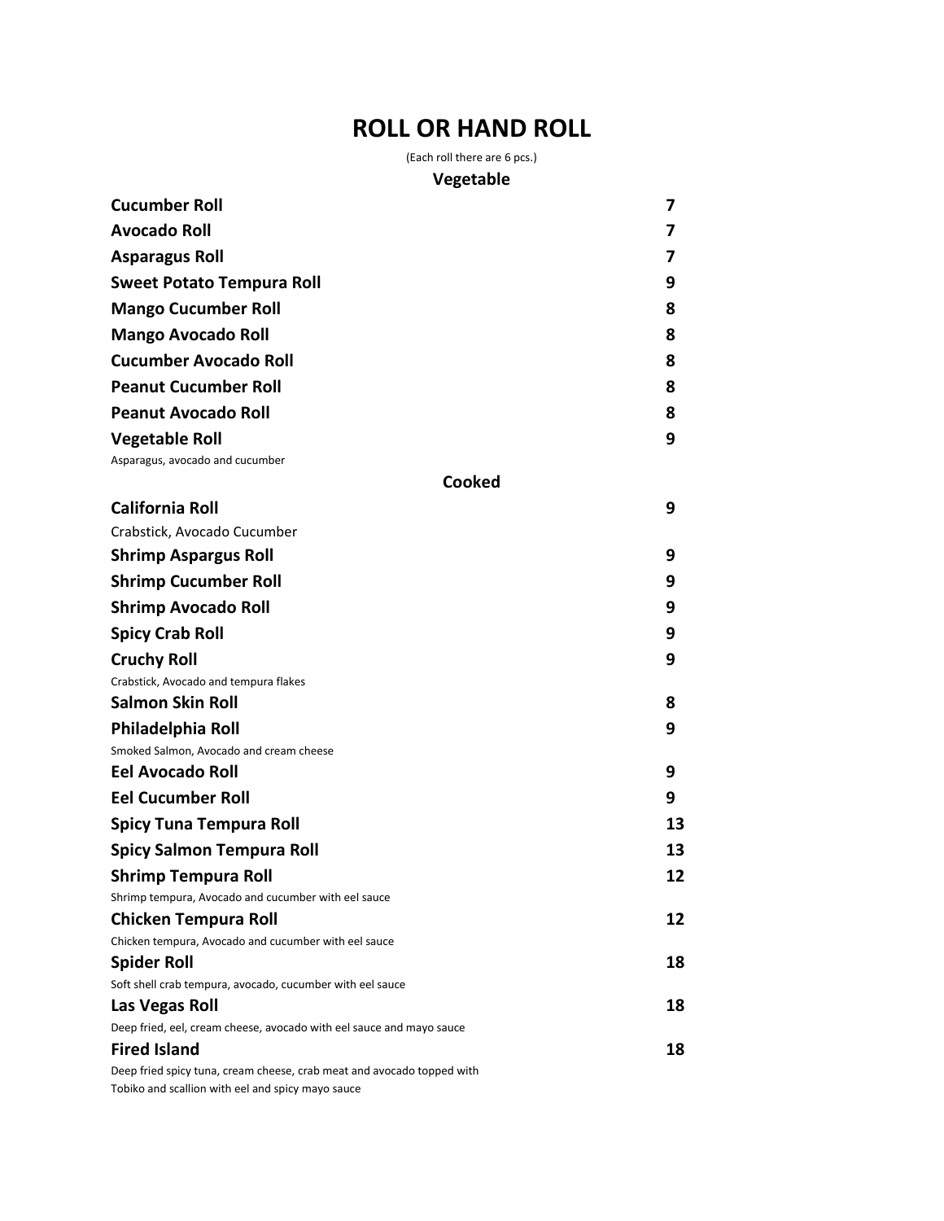# ROLL OR HAND ROLL

(Each roll there are 6 pcs.)

## Vegetable

| Item | Price |
|---|---|
| **Cucumber Roll** | **7** |
| **Avocado Roll** | **7** |
| **Asparagus Roll** | **7** |
| **Sweet Potato Tempura Roll** | **9** |
| **Mango Cucumber Roll** | **8** |
| **Mango Avocado Roll** | **8** |
| **Cucumber Avocado Roll** | **8** |
| **Peanut Cucumber Roll** | **8** |
| **Peanut Avocado Roll** | **8** |
| **Vegetable Roll**<br>Asparagus, avocado and cucumber | **9** |

## Cooked

| Item | Price |
|---|---|
| **California Roll**<br>Crabstick, Avocado Cucumber | **9** |
| **Shrimp Aspargus Roll** | **9** |
| **Shrimp Cucumber Roll** | **9** |
| **Shrimp Avocado Roll** | **9** |
| **Spicy Crab Roll** | **9** |
| **Cruchy Roll**<br>Crabstick, Avocado and tempura flakes | **9** |
| **Salmon Skin Roll** | **8** |
| **Philadelphia Roll**<br>Smoked Salmon, Avocado and cream cheese | **9** |
| **Eel Avocado Roll** | **9** |
| **Eel Cucumber Roll** | **9** |
| **Spicy Tuna Tempura Roll** | **13** |
| **Spicy Salmon Tempura Roll** | **13** |
| **Shrimp Tempura Roll**<br>Shrimp tempura, Avocado and cucumber with eel sauce | **12** |
| **Chicken Tempura Roll**<br>Chicken tempura, Avocado and cucumber with eel sauce | **12** |
| **Spider Roll**<br>Soft shell crab tempura, avocado, cucumber with eel sauce | **18** |
| **Las Vegas Roll**<br>Deep fried, eel, cream cheese, avocado with eel sauce and mayo sauce | **18** |
| **Fired Island**<br>Deep fried spicy tuna, cream cheese, crab meat and avocado topped with Tobiko and scallion with eel and spicy mayo sauce | **18** |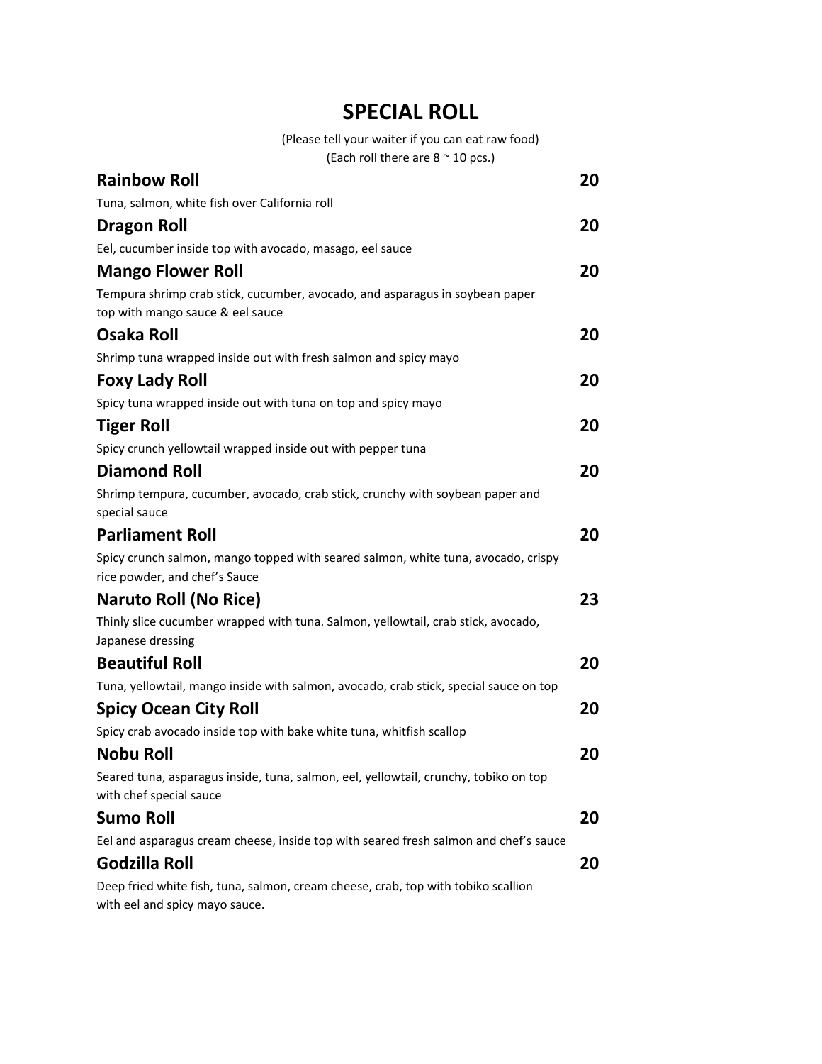# SPECIAL ROLL

(Please tell your waiter if you can eat raw food)
(Each roll there are 8 ~ 10 pcs.)

**Rainbow Roll** — **20**

Tuna, salmon, white fish over California roll

**Dragon Roll** — **20**

Eel, cucumber inside top with avocado, masago, eel sauce

**Mango Flower Roll** — **20**

Tempura shrimp crab stick, cucumber, avocado, and asparagus in soybean paper top with mango sauce & eel sauce

**Osaka Roll** — **20**

Shrimp tuna wrapped inside out with fresh salmon and spicy mayo

**Foxy Lady Roll** — **20**

Spicy tuna wrapped inside out with tuna on top and spicy mayo

**Tiger Roll** — **20**

Spicy crunch yellowtail wrapped inside out with pepper tuna

**Diamond Roll** — **20**

Shrimp tempura, cucumber, avocado, crab stick, crunchy with soybean paper and special sauce

**Parliament Roll** — **20**

Spicy crunch salmon, mango topped with seared salmon, white tuna, avocado, crispy rice powder, and chef's Sauce

**Naruto Roll (No Rice)** — **23**

Thinly slice cucumber wrapped with tuna. Salmon, yellowtail, crab stick, avocado, Japanese dressing

**Beautiful Roll** — **20**

Tuna, yellowtail, mango inside with salmon, avocado, crab stick, special sauce on top

**Spicy Ocean City Roll** — **20**

Spicy crab avocado inside top with bake white tuna, whitfish scallop

**Nobu Roll** — **20**

Seared tuna, asparagus inside, tuna, salmon, eel, yellowtail, crunchy, tobiko on top with chef special sauce

**Sumo Roll** — **20**

Eel and asparagus cream cheese, inside top with seared fresh salmon and chef's sauce

**Godzilla Roll** — **20**

Deep fried white fish, tuna, salmon, cream cheese, crab, top with tobiko scallion with eel and spicy mayo sauce.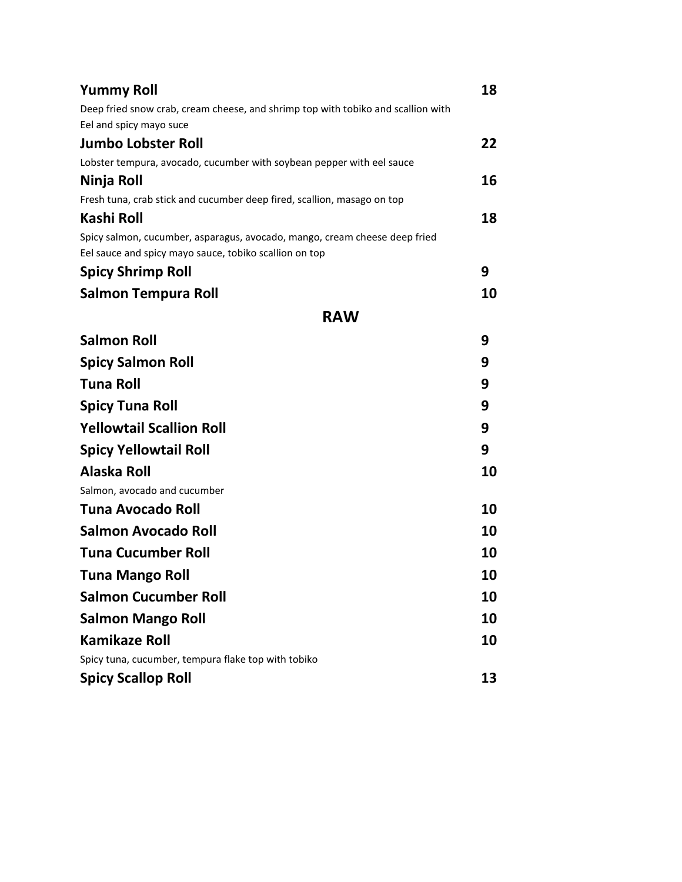**Yummy Roll** 18

Deep fried snow crab, cream cheese, and shrimp top with tobiko and scallion with Eel and spicy mayo suce

**Jumbo Lobster Roll** 22

Lobster tempura, avocado, cucumber with soybean pepper with eel sauce

**Ninja Roll** 16

Fresh tuna, crab stick and cucumber deep fired, scallion, masago on top

**Kashi Roll** 18

Spicy salmon, cucumber, asparagus, avocado, mango, cream cheese deep fried Eel sauce and spicy mayo sauce, tobiko scallion on top

**Spicy Shrimp Roll** 9

**Salmon Tempura Roll** 10

## RAW

**Salmon Roll** 9

**Spicy Salmon Roll** 9

**Tuna Roll** 9

**Spicy Tuna Roll** 9

**Yellowtail Scallion Roll** 9

**Spicy Yellowtail Roll** 9

**Alaska Roll** 10

Salmon, avocado and cucumber

**Tuna Avocado Roll** 10

**Salmon Avocado Roll** 10

**Tuna Cucumber Roll** 10

**Tuna Mango Roll** 10

**Salmon Cucumber Roll** 10

**Salmon Mango Roll** 10

**Kamikaze Roll** 10

Spicy tuna, cucumber, tempura flake top with tobiko

**Spicy Scallop Roll** 13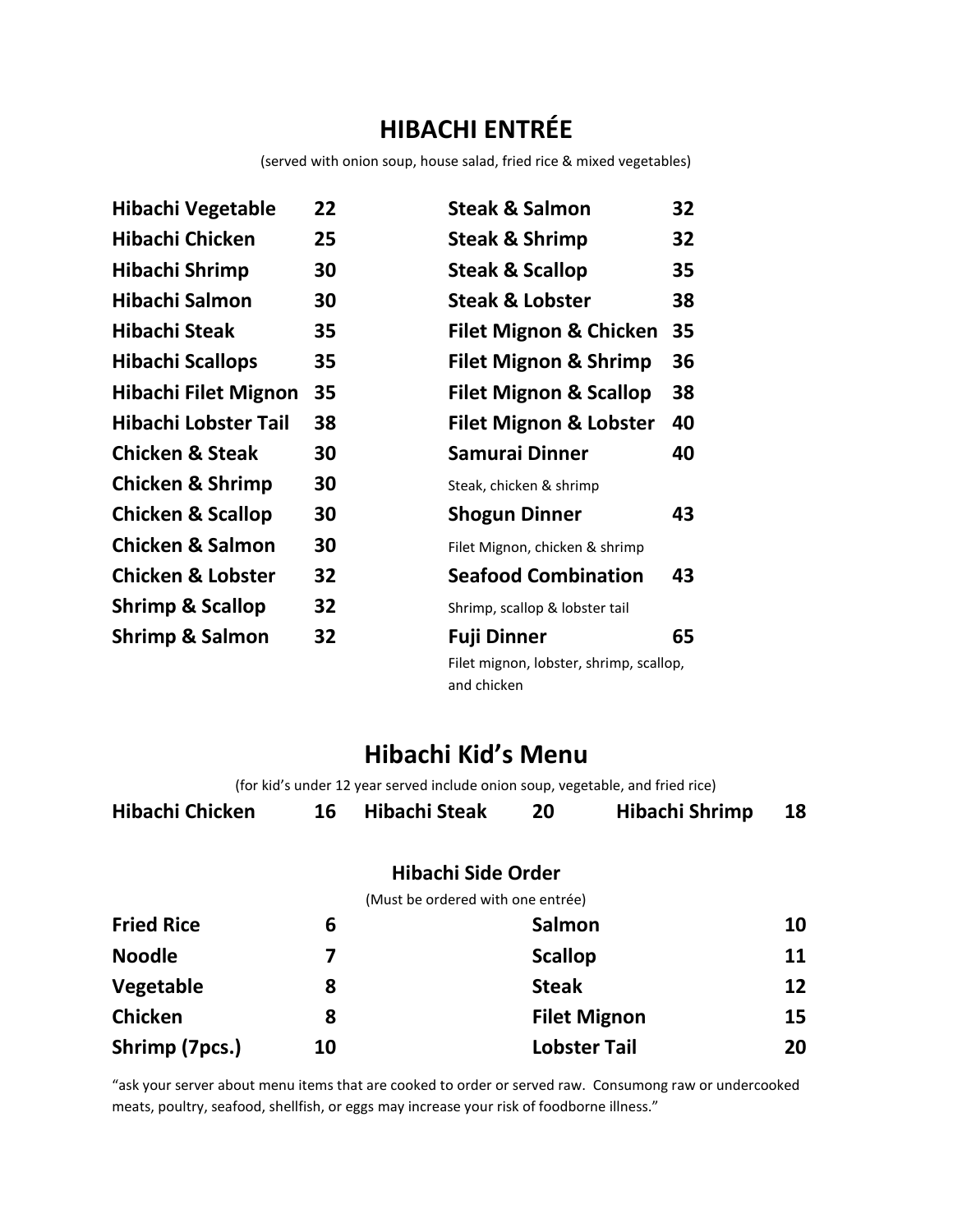# HIBACHI ENTRÉE

(served with onion soup, house salad, fried rice & mixed vegetables)

| Item | Price |
|---|---|
| **Hibachi Vegetable** | **22** |
| **Hibachi Chicken** | **25** |
| **Hibachi Shrimp** | **30** |
| **Hibachi Salmon** | **30** |
| **Hibachi Steak** | **35** |
| **Hibachi Scallops** | **35** |
| **Hibachi Filet Mignon** | **35** |
| **Hibachi Lobster Tail** | **38** |
| **Chicken & Steak** | **30** |
| **Chicken & Shrimp** | **30** |
| **Chicken & Scallop** | **30** |
| **Chicken & Salmon** | **30** |
| **Chicken & Lobster** | **32** |
| **Shrimp & Scallop** | **32** |
| **Shrimp & Salmon** | **32** |
| **Steak & Salmon** | **32** |
| **Steak & Shrimp** | **32** |
| **Steak & Scallop** | **35** |
| **Steak & Lobster** | **38** |
| **Filet Mignon & Chicken** | **35** |
| **Filet Mignon & Shrimp** | **36** |
| **Filet Mignon & Scallop** | **38** |
| **Filet Mignon & Lobster** | **40** |
| **Samurai Dinner**<br>Steak, chicken & shrimp | **40** |
| **Shogun Dinner**<br>Filet Mignon, chicken & shrimp | **43** |
| **Seafood Combination**<br>Shrimp, scallop & lobster tail | **43** |
| **Fuji Dinner**<br>Filet mignon, lobster, shrimp, scallop, and chicken | **65** |

# Hibachi Kid's Menu

(for kid's under 12 year served include onion soup, vegetable, and fried rice)

| Item | Price |
|---|---|
| **Hibachi Chicken** | **16** |
| **Hibachi Steak** | **20** |
| **Hibachi Shrimp** | **18** |

### Hibachi Side Order

(Must be ordered with one entrée)

| Item | Price |
|---|---|
| **Fried Rice** | **6** |
| **Noodle** | **7** |
| **Vegetable** | **8** |
| **Chicken** | **8** |
| **Shrimp (7pcs.)** | **10** |
| **Salmon** | **10** |
| **Scallop** | **11** |
| **Steak** | **12** |
| **Filet Mignon** | **15** |
| **Lobster Tail** | **20** |

"ask your server about menu items that are cooked to order or served raw. Consumong raw or undercooked meats, poultry, seafood, shellfish, or eggs may increase your risk of foodborne illness."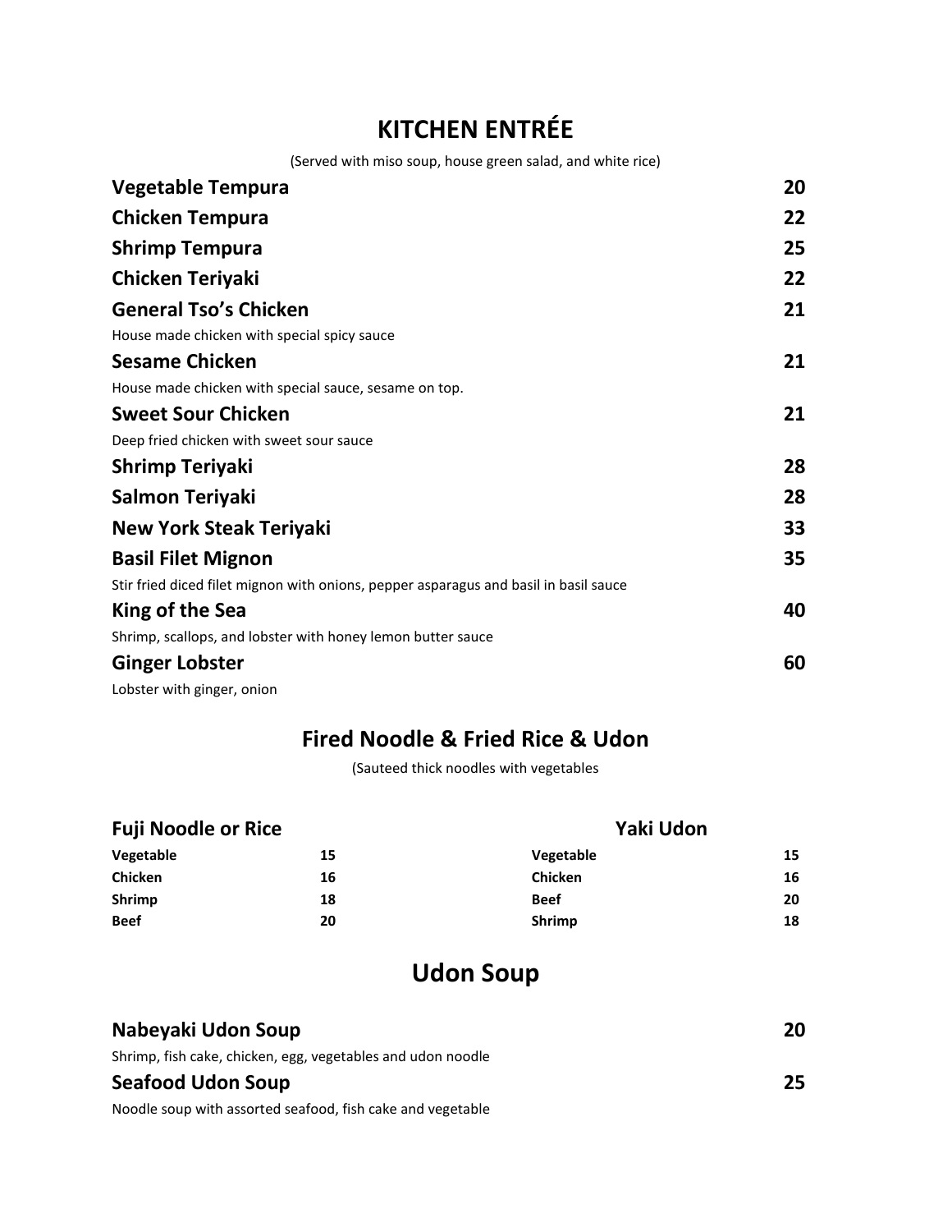# KITCHEN ENTRÉE

(Served with miso soup, house green salad, and white rice)

**Vegetable Tempura** 20

**Chicken Tempura** 22

**Shrimp Tempura** 25

**Chicken Teriyaki** 22

**General Tso's Chicken** 21

House made chicken with special spicy sauce

**Sesame Chicken** 21

House made chicken with special sauce, sesame on top.

**Sweet Sour Chicken** 21

Deep fried chicken with sweet sour sauce

**Shrimp Teriyaki** 28

**Salmon Teriyaki** 28

**New York Steak Teriyaki** 33

**Basil Filet Mignon** 35

Stir fried diced filet mignon with onions, pepper asparagus and basil in basil sauce

**King of the Sea** 40

Shrimp, scallops, and lobster with honey lemon butter sauce

**Ginger Lobster** 60

Lobster with ginger, onion

## Fired Noodle & Fried Rice & Udon

(Sauteed thick noodles with vegetables

### Fuji Noodle or Rice

| | |
|---|---|
| **Vegetable** | **15** |
| **Chicken** | **16** |
| **Shrimp** | **18** |
| **Beef** | **20** |

### Yaki Udon

| | |
|---|---|
| **Vegetable** | **15** |
| **Chicken** | **16** |
| **Beef** | **20** |
| **Shrimp** | **18** |

# Udon Soup

**Nabeyaki Udon Soup** 20

Shrimp, fish cake, chicken, egg, vegetables and udon noodle

**Seafood Udon Soup** 25

Noodle soup with assorted seafood, fish cake and vegetable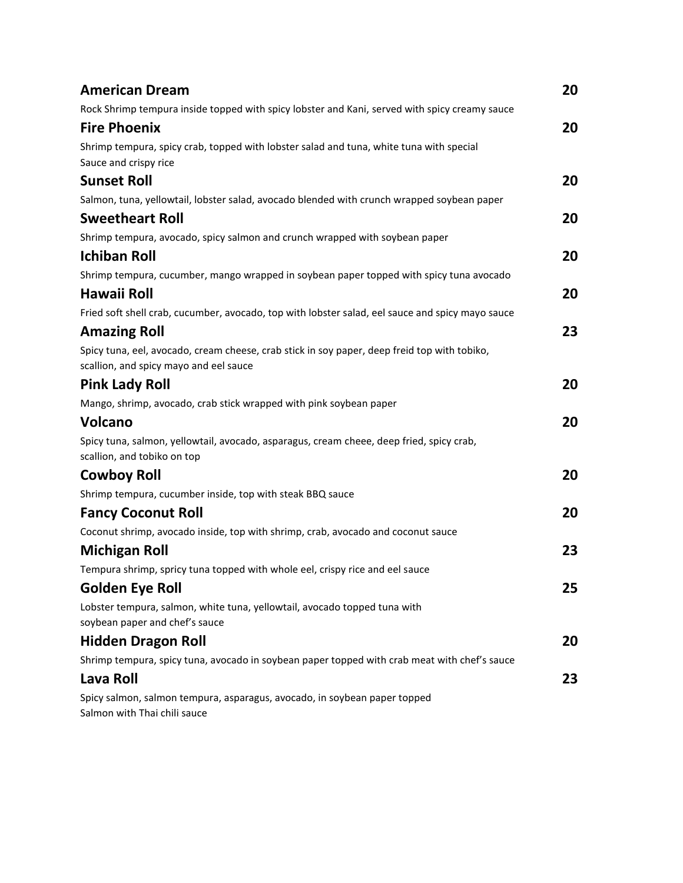**American Dream** **20**

Rock Shrimp tempura inside topped with spicy lobster and Kani, served with spicy creamy sauce

**Fire Phoenix** **20**

Shrimp tempura, spicy crab, topped with lobster salad and tuna, white tuna with special Sauce and crispy rice

**Sunset Roll** **20**

Salmon, tuna, yellowtail, lobster salad, avocado blended with crunch wrapped soybean paper

**Sweetheart Roll** **20**

Shrimp tempura, avocado, spicy salmon and crunch wrapped with soybean paper

**Ichiban Roll** **20**

Shrimp tempura, cucumber, mango wrapped in soybean paper topped with spicy tuna avocado

**Hawaii Roll** **20**

Fried soft shell crab, cucumber, avocado, top with lobster salad, eel sauce and spicy mayo sauce

**Amazing Roll** **23**

Spicy tuna, eel, avocado, cream cheese, crab stick in soy paper, deep freid top with tobiko, scallion, and spicy mayo and eel sauce

**Pink Lady Roll** **20**

Mango, shrimp, avocado, crab stick wrapped with pink soybean paper

**Volcano** **20**

Spicy tuna, salmon, yellowtail, avocado, asparagus, cream cheee, deep fried, spicy crab, scallion, and tobiko on top

**Cowboy Roll** **20**

Shrimp tempura, cucumber inside, top with steak BBQ sauce

**Fancy Coconut Roll** **20**

Coconut shrimp, avocado inside, top with shrimp, crab, avocado and coconut sauce

**Michigan Roll** **23**

Tempura shrimp, spricy tuna topped with whole eel, crispy rice and eel sauce

**Golden Eye Roll** **25**

Lobster tempura, salmon, white tuna, yellowtail, avocado topped tuna with soybean paper and chef's sauce

**Hidden Dragon Roll** **20**

Shrimp tempura, spicy tuna, avocado in soybean paper topped with crab meat with chef's sauce

**Lava Roll** **23**

Spicy salmon, salmon tempura, asparagus, avocado, in soybean paper topped Salmon with Thai chili sauce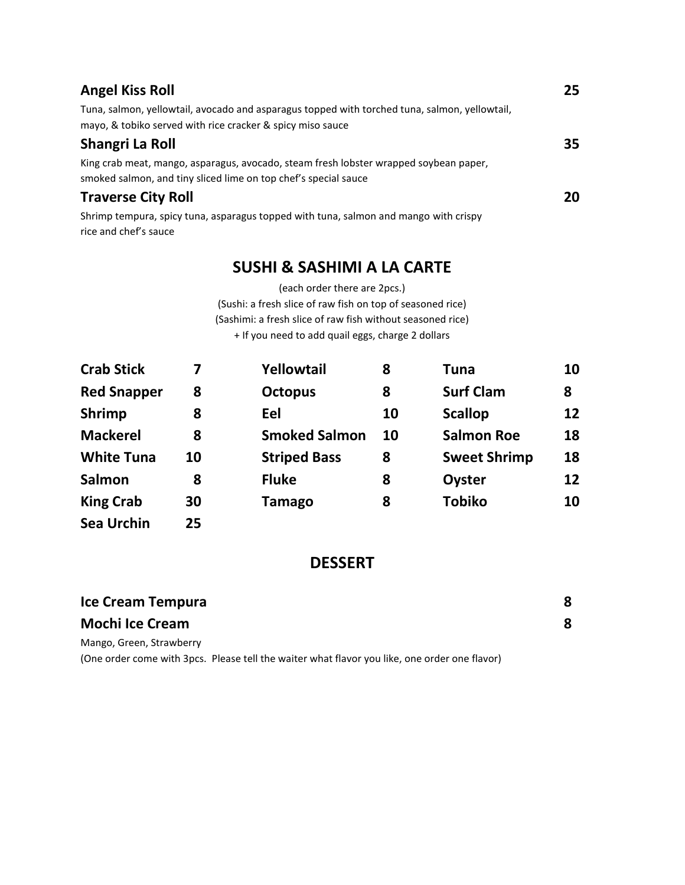**Angel Kiss Roll** 25

Tuna, salmon, yellowtail, avocado and asparagus topped with torched tuna, salmon, yellowtail, mayo, & tobiko served with rice cracker & spicy miso sauce

**Shangri La Roll** 35

King crab meat, mango, asparagus, avocado, steam fresh lobster wrapped soybean paper, smoked salmon, and tiny sliced lime on top chef's special sauce

**Traverse City Roll** 20

Shrimp tempura, spicy tuna, asparagus topped with tuna, salmon and mango with crispy rice and chef's sauce

## SUSHI & SASHIMI A LA CARTE

(each order there are 2pcs.)
(Sushi: a fresh slice of raw fish on top of seasoned rice)
(Sashimi: a fresh slice of raw fish without seasoned rice)
+ If you need to add quail eggs, charge 2 dollars

| | | | | | |
|---|---|---|---|---|---|
| **Crab Stick** | **7** | **Yellowtail** | **8** | **Tuna** | **10** |
| **Red Snapper** | **8** | **Octopus** | **8** | **Surf Clam** | **8** |
| **Shrimp** | **8** | **Eel** | **10** | **Scallop** | **12** |
| **Mackerel** | **8** | **Smoked Salmon** | **10** | **Salmon Roe** | **18** |
| **White Tuna** | **10** | **Striped Bass** | **8** | **Sweet Shrimp** | **18** |
| **Salmon** | **8** | **Fluke** | **8** | **Oyster** | **12** |
| **King Crab** | **30** | **Tamago** | **8** | **Tobiko** | **10** |
| **Sea Urchin** | **25** | | | | |

## DESSERT

**Ice Cream Tempura** 8

**Mochi Ice Cream** 8

Mango, Green, Strawberry
(One order come with 3pcs. Please tell the waiter what flavor you like, one order one flavor)